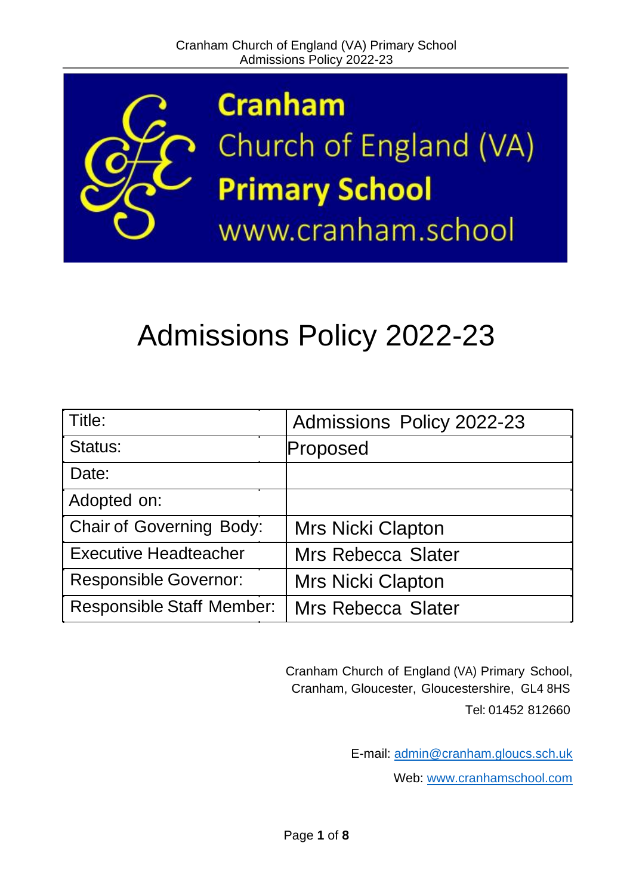**Cranham**
Church of England (VA)
**Primary School**
www.cranham.school

# Admissions Policy 2022-23

| Title: | Admissions Policy 2022-23 |
|---|---|
| Status: | Proposed |
| Date: | |
| Adopted on: | |
| Chair of Governing Body: | Mrs Nicki Clapton |
| Executive Headteacher | Mrs Rebecca Slater |
| Responsible Governor: | Mrs Nicki Clapton |
| Responsible Staff Member: | Mrs Rebecca Slater |

Cranham Church of England (VA) Primary School,
Cranham, Gloucester, Gloucestershire, GL4 8HS
Tel: 01452 812660

E-mail: admin@cranham.gloucs.sch.uk
Web: www.cranhamschool.com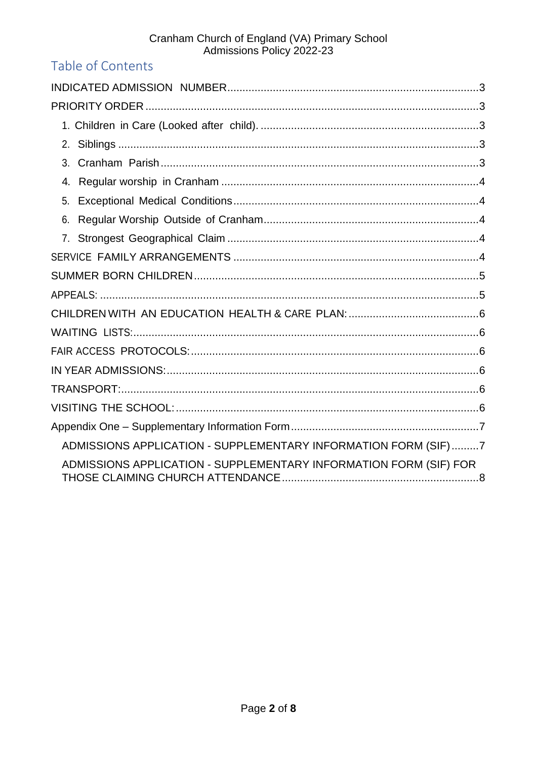# Table of Contents

INDICATED ADMISSION NUMBER ... 3

PRIORITY ORDER ... 3

- 1. Children in Care (Looked after child). ... 3
- 2. Siblings ... 3
- 3. Cranham Parish ... 3
- 4. Regular worship in Cranham ... 4
- 5. Exceptional Medical Conditions ... 4
- 6. Regular Worship Outside of Cranham ... 4
- 7. Strongest Geographical Claim ... 4

SERVICE FAMILY ARRANGEMENTS ... 4

SUMMER BORN CHILDREN ... 5

APPEALS: ... 5

CHILDREN WITH AN EDUCATION HEALTH & CARE PLAN: ... 6

WAITING LISTS: ... 6

FAIR ACCESS PROTOCOLS: ... 6

IN YEAR ADMISSIONS: ... 6

TRANSPORT: ... 6

VISITING THE SCHOOL: ... 6

Appendix One – Supplementary Information Form ... 7

- ADMISSIONS APPLICATION - SUPPLEMENTARY INFORMATION FORM (SIF) ... 7
- ADMISSIONS APPLICATION - SUPPLEMENTARY INFORMATION FORM (SIF) FOR THOSE CLAIMING CHURCH ATTENDANCE ... 8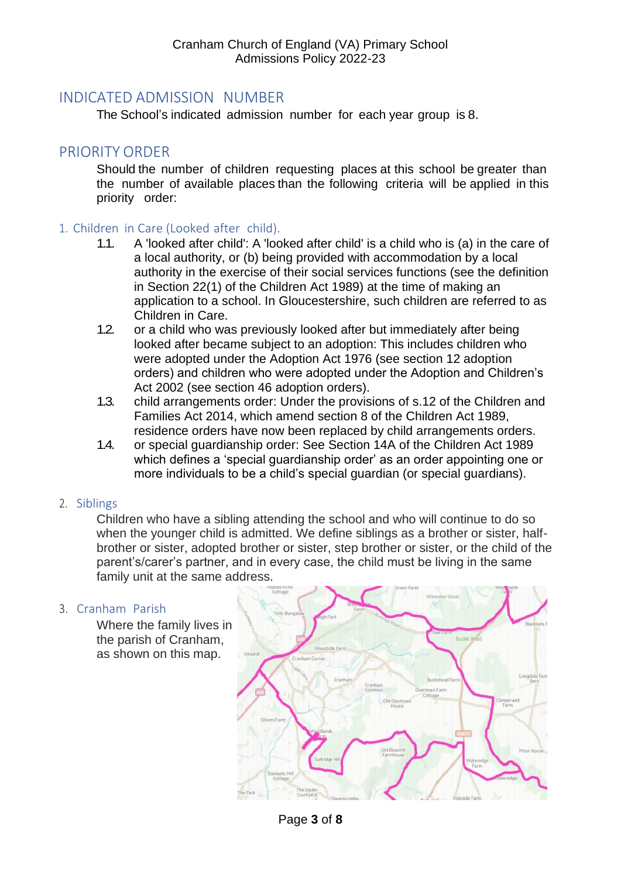## INDICATED ADMISSION NUMBER

The School's indicated admission number for each year group is 8.

## PRIORITY ORDER

Should the number of children requesting places at this school be greater than the number of available places than the following criteria will be applied in this priority order:

### 1. Children in Care (Looked after child).

1.1. A 'looked after child': A 'looked after child' is a child who is (a) in the care of a local authority, or (b) being provided with accommodation by a local authority in the exercise of their social services functions (see the definition in Section 22(1) of the Children Act 1989) at the time of making an application to a school. In Gloucestershire, such children are referred to as Children in Care.

1.2. or a child who was previously looked after but immediately after being looked after became subject to an adoption: This includes children who were adopted under the Adoption Act 1976 (see section 12 adoption orders) and children who were adopted under the Adoption and Children's Act 2002 (see section 46 adoption orders).

1.3. child arrangements order: Under the provisions of s.12 of the Children and Families Act 2014, which amend section 8 of the Children Act 1989, residence orders have now been replaced by child arrangements orders.

1.4. or special guardianship order: See Section 14A of the Children Act 1989 which defines a 'special guardianship order' as an order appointing one or more individuals to be a child's special guardian (or special guardians).

### 2. Siblings

Children who have a sibling attending the school and who will continue to do so when the younger child is admitted. We define siblings as a brother or sister, half-brother or sister, adopted brother or sister, step brother or sister, or the child of the parent's/carer's partner, and in every case, the child must be living in the same family unit at the same address.

### 3. Cranham Parish

Where the family lives in the parish of Cranham, as shown on this map.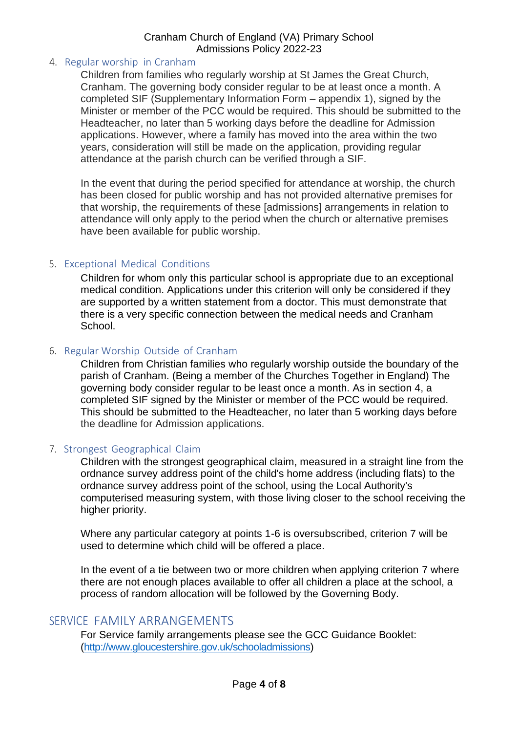4. Regular worship in Cranham

   Children from families who regularly worship at St James the Great Church, Cranham. The governing body consider regular to be at least once a month. A completed SIF (Supplementary Information Form – appendix 1), signed by the Minister or member of the PCC would be required. This should be submitted to the Headteacher, no later than 5 working days before the deadline for Admission applications. However, where a family has moved into the area within the two years, consideration will still be made on the application, providing regular attendance at the parish church can be verified through a SIF.

   In the event that during the period specified for attendance at worship, the church has been closed for public worship and has not provided alternative premises for that worship, the requirements of these [admissions] arrangements in relation to attendance will only apply to the period when the church or alternative premises have been available for public worship.

5. Exceptional Medical Conditions

   Children for whom only this particular school is appropriate due to an exceptional medical condition. Applications under this criterion will only be considered if they are supported by a written statement from a doctor. This must demonstrate that there is a very specific connection between the medical needs and Cranham School.

6. Regular Worship Outside of Cranham

   Children from Christian families who regularly worship outside the boundary of the parish of Cranham. (Being a member of the Churches Together in England) The governing body consider regular to be least once a month. As in section 4, a completed SIF signed by the Minister or member of the PCC would be required. This should be submitted to the Headteacher, no later than 5 working days before the deadline for Admission applications.

7. Strongest Geographical Claim

   Children with the strongest geographical claim, measured in a straight line from the ordnance survey address point of the child's home address (including flats) to the ordnance survey address point of the school, using the Local Authority's computerised measuring system, with those living closer to the school receiving the higher priority.

   Where any particular category at points 1-6 is oversubscribed, criterion 7 will be used to determine which child will be offered a place.

   In the event of a tie between two or more children when applying criterion 7 where there are not enough places available to offer all children a place at the school, a process of random allocation will be followed by the Governing Body.

## SERVICE FAMILY ARRANGEMENTS

For Service family arrangements please see the GCC Guidance Booklet: (http://www.gloucestershire.gov.uk/schooladmissions)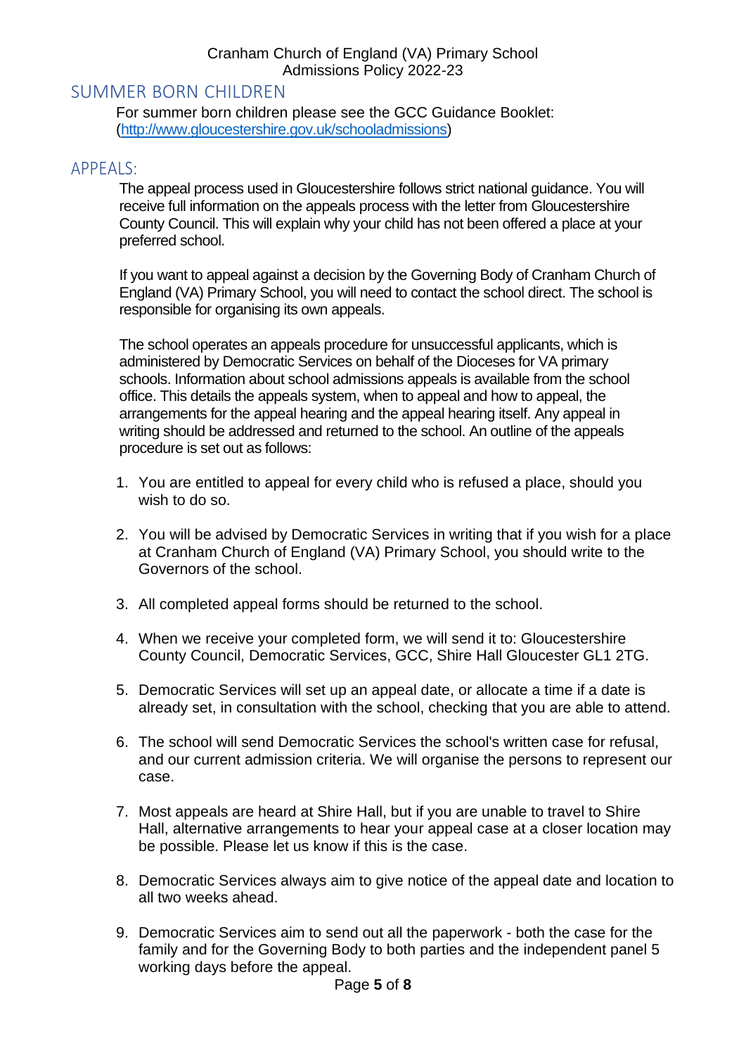## SUMMER BORN CHILDREN

For summer born children please see the GCC Guidance Booklet: (http://www.gloucestershire.gov.uk/schooladmissions)

## APPEALS:

The appeal process used in Gloucestershire follows strict national guidance. You will receive full information on the appeals process with the letter from Gloucestershire County Council. This will explain why your child has not been offered a place at your preferred school.

If you want to appeal against a decision by the Governing Body of Cranham Church of England (VA) Primary School, you will need to contact the school direct. The school is responsible for organising its own appeals.

The school operates an appeals procedure for unsuccessful applicants, which is administered by Democratic Services on behalf of the Dioceses for VA primary schools. Information about school admissions appeals is available from the school office. This details the appeals system, when to appeal and how to appeal, the arrangements for the appeal hearing and the appeal hearing itself. Any appeal in writing should be addressed and returned to the school. An outline of the appeals procedure is set out as follows:

1. You are entitled to appeal for every child who is refused a place, should you wish to do so.
2. You will be advised by Democratic Services in writing that if you wish for a place at Cranham Church of England (VA) Primary School, you should write to the Governors of the school.
3. All completed appeal forms should be returned to the school.
4. When we receive your completed form, we will send it to: Gloucestershire County Council, Democratic Services, GCC, Shire Hall Gloucester GL1 2TG.
5. Democratic Services will set up an appeal date, or allocate a time if a date is already set, in consultation with the school, checking that you are able to attend.
6. The school will send Democratic Services the school's written case for refusal, and our current admission criteria. We will organise the persons to represent our case.
7. Most appeals are heard at Shire Hall, but if you are unable to travel to Shire Hall, alternative arrangements to hear your appeal case at a closer location may be possible. Please let us know if this is the case.
8. Democratic Services always aim to give notice of the appeal date and location to all two weeks ahead.
9. Democratic Services aim to send out all the paperwork - both the case for the family and for the Governing Body to both parties and the independent panel 5 working days before the appeal.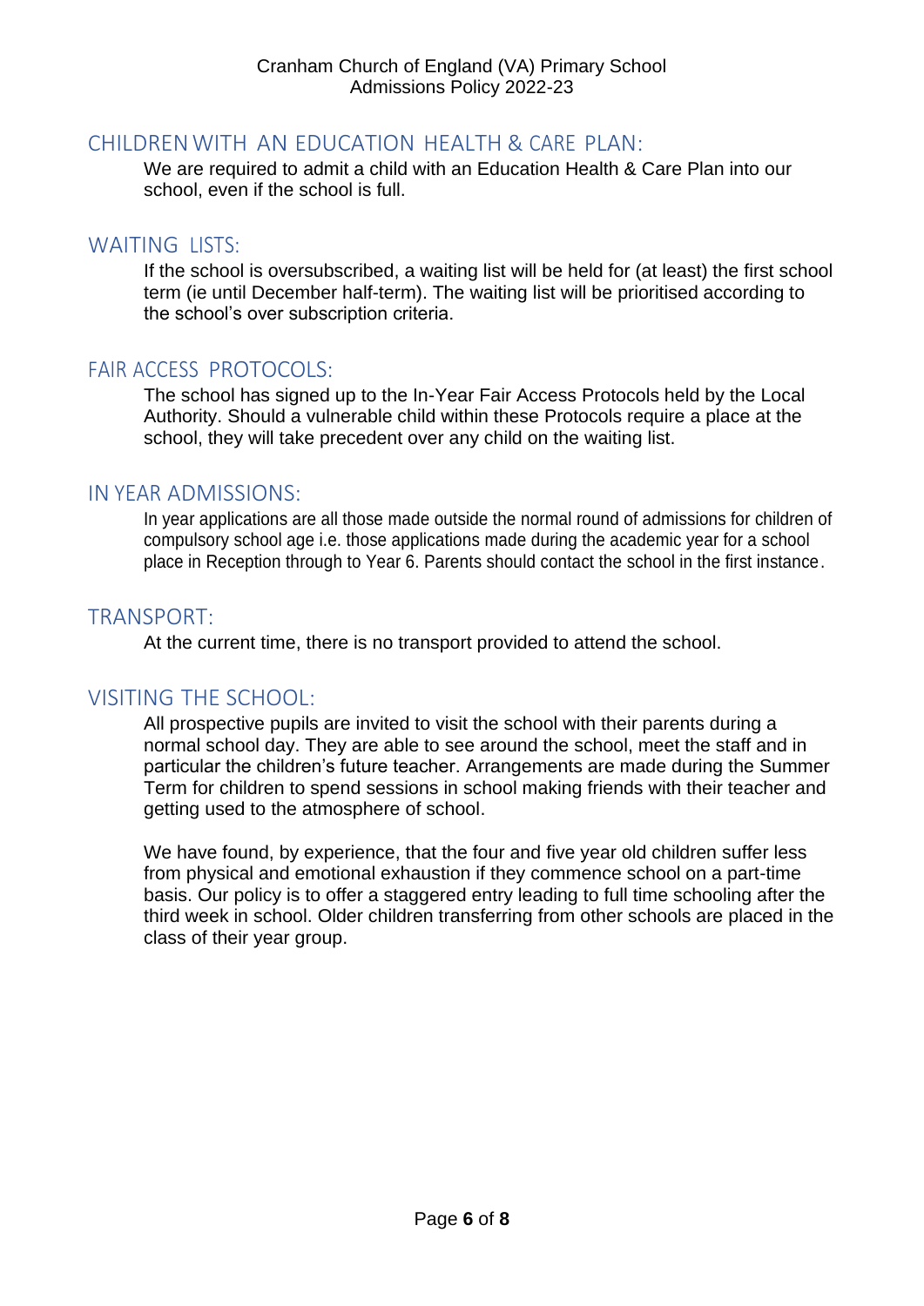## CHILDREN WITH AN EDUCATION HEALTH & CARE PLAN:

We are required to admit a child with an Education Health & Care Plan into our school, even if the school is full.

## WAITING LISTS:

If the school is oversubscribed, a waiting list will be held for (at least) the first school term (ie until December half-term). The waiting list will be prioritised according to the school's over subscription criteria.

## FAIR ACCESS PROTOCOLS:

The school has signed up to the In-Year Fair Access Protocols held by the Local Authority. Should a vulnerable child within these Protocols require a place at the school, they will take precedent over any child on the waiting list.

## IN YEAR ADMISSIONS:

In year applications are all those made outside the normal round of admissions for children of compulsory school age i.e. those applications made during the academic year for a school place in Reception through to Year 6. Parents should contact the school in the first instance.

## TRANSPORT:

At the current time, there is no transport provided to attend the school.

## VISITING THE SCHOOL:

All prospective pupils are invited to visit the school with their parents during a normal school day. They are able to see around the school, meet the staff and in particular the children's future teacher. Arrangements are made during the Summer Term for children to spend sessions in school making friends with their teacher and getting used to the atmosphere of school.

We have found, by experience, that the four and five year old children suffer less from physical and emotional exhaustion if they commence school on a part-time basis. Our policy is to offer a staggered entry leading to full time schooling after the third week in school. Older children transferring from other schools are placed in the class of their year group.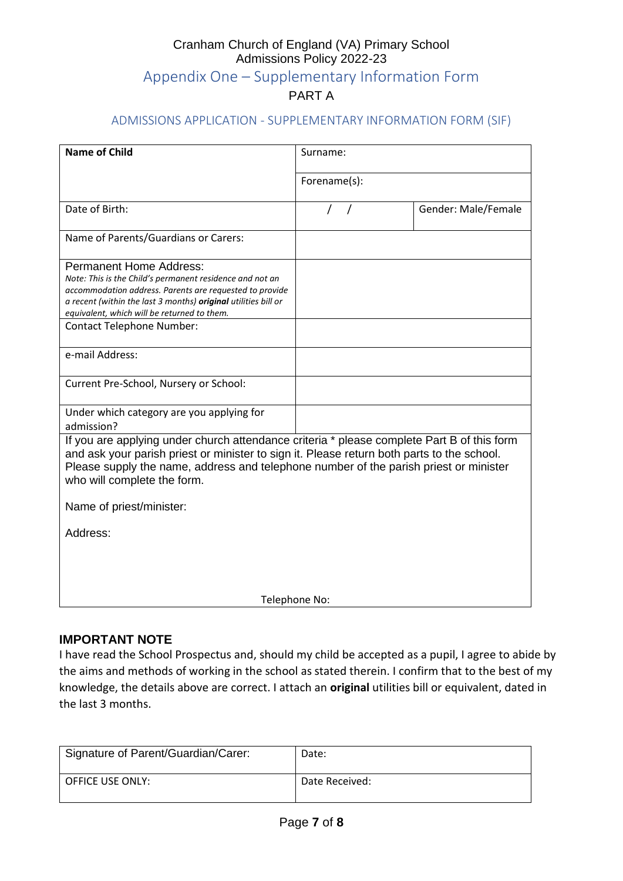Cranham Church of England (VA) Primary School
Admissions Policy 2022-23

# Appendix One – Supplementary Information Form

## PART A

### ADMISSIONS APPLICATION - SUPPLEMENTARY INFORMATION FORM (SIF)

| **Name of Child** | Surname: | |
|---|---|---|
| | Forename(s): | |
| Date of Birth: | / / | Gender: Male/Female |
| Name of Parents/Guardians or Carers: | | |
| Permanent Home Address: *Note: This is the Child's permanent residence and not an accommodation address. Parents are requested to provide a recent (within the last 3 months)* ***original*** *utilities bill or equivalent, which will be returned to them.* | | |
| Contact Telephone Number: | | |
| e-mail Address: | | |
| Current Pre-School, Nursery or School: | | |
| Under which category are you applying for admission? | | |

If you are applying under church attendance criteria * please complete Part B of this form and ask your parish priest or minister to sign it. Please return both parts to the school. Please supply the name, address and telephone number of the parish priest or minister who will complete the form.

Name of priest/minister:

Address:

Telephone No:

### IMPORTANT NOTE

I have read the School Prospectus and, should my child be accepted as a pupil, I agree to abide by the aims and methods of working in the school as stated therein. I confirm that to the best of my knowledge, the details above are correct. I attach an **original** utilities bill or equivalent, dated in the last 3 months.

| Signature of Parent/Guardian/Carer: | Date: |
|---|---|
| OFFICE USE ONLY: | Date Received: |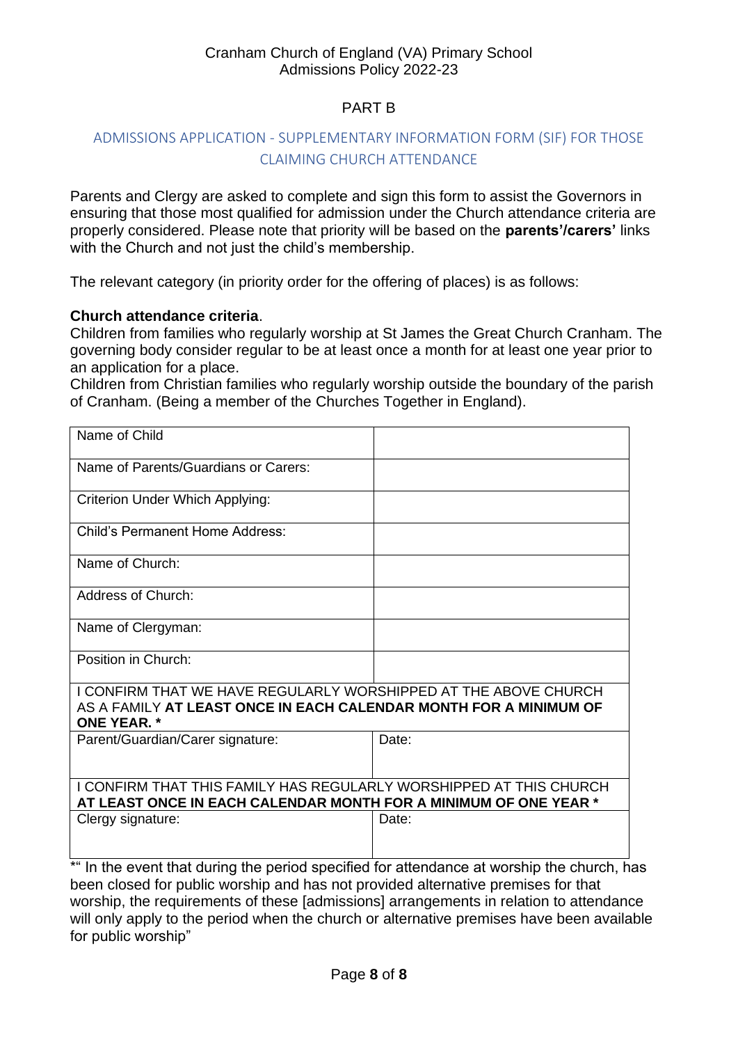Cranham Church of England (VA) Primary School
Admissions Policy 2022-23

PART B

## ADMISSIONS APPLICATION - SUPPLEMENTARY INFORMATION FORM (SIF) FOR THOSE CLAIMING CHURCH ATTENDANCE

Parents and Clergy are asked to complete and sign this form to assist the Governors in ensuring that those most qualified for admission under the Church attendance criteria are properly considered. Please note that priority will be based on the **parents'/carers'** links with the Church and not just the child's membership.

The relevant category (in priority order for the offering of places) is as follows:

**Church attendance criteria**.
Children from families who regularly worship at St James the Great Church Cranham. The governing body consider regular to be at least once a month for at least one year prior to an application for a place.
Children from Christian families who regularly worship outside the boundary of the parish of Cranham. (Being a member of the Churches Together in England).

| | |
|---|---|
| Name of Child | |
| Name of Parents/Guardians or Carers: | |
| Criterion Under Which Applying: | |
| Child's Permanent Home Address: | |
| Name of Church: | |
| Address of Church: | |
| Name of Clergyman: | |
| Position in Church: | |
| I CONFIRM THAT WE HAVE REGULARLY WORSHIPPED AT THE ABOVE CHURCH AS A FAMILY **AT LEAST ONCE IN EACH CALENDAR MONTH FOR A MINIMUM OF ONE YEAR. *** | |
| Parent/Guardian/Carer signature: | Date: |
| I CONFIRM THAT THIS FAMILY HAS REGULARLY WORSHIPPED AT THIS CHURCH **AT LEAST ONCE IN EACH CALENDAR MONTH FOR A MINIMUM OF ONE YEAR *** | |
| Clergy signature: | Date: |

*" In the event that during the period specified for attendance at worship the church, has been closed for public worship and has not provided alternative premises for that worship, the requirements of these [admissions] arrangements in relation to attendance will only apply to the period when the church or alternative premises have been available for public worship"